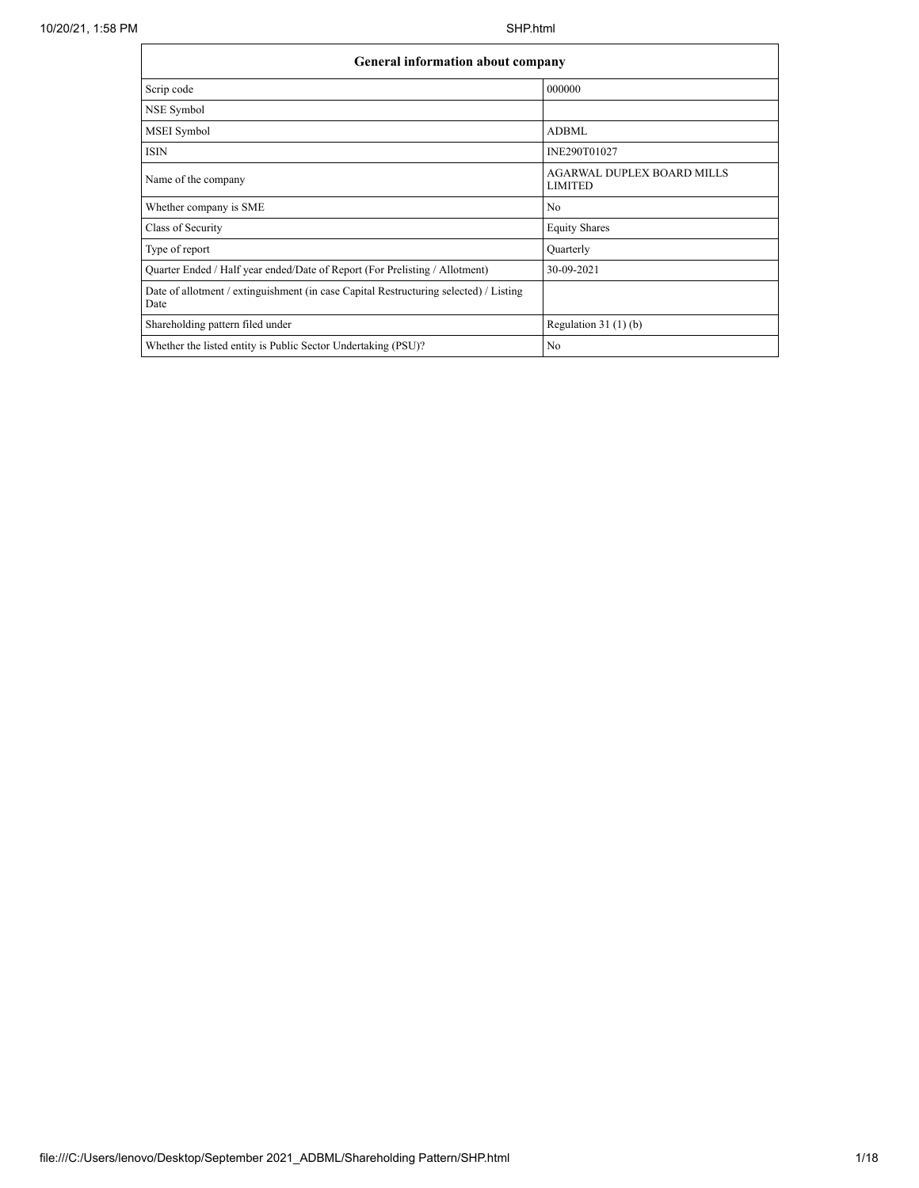| General information about company | |
|---|---|
| Scrip code | 000000 |
| NSE Symbol | |
| MSEI Symbol | ADBML |
| ISIN | INE290T01027 |
| Name of the company | AGARWAL DUPLEX BOARD MILLS LIMITED |
| Whether company is SME | No |
| Class of Security | Equity Shares |
| Type of report | Quarterly |
| Quarter Ended / Half year ended/Date of Report (For Prelisting / Allotment) | 30-09-2021 |
| Date of allotment / extinguishment (in case Capital Restructuring selected) / Listing Date | |
| Shareholding pattern filed under | Regulation 31 (1) (b) |
| Whether the listed entity is Public Sector Undertaking (PSU)? | No |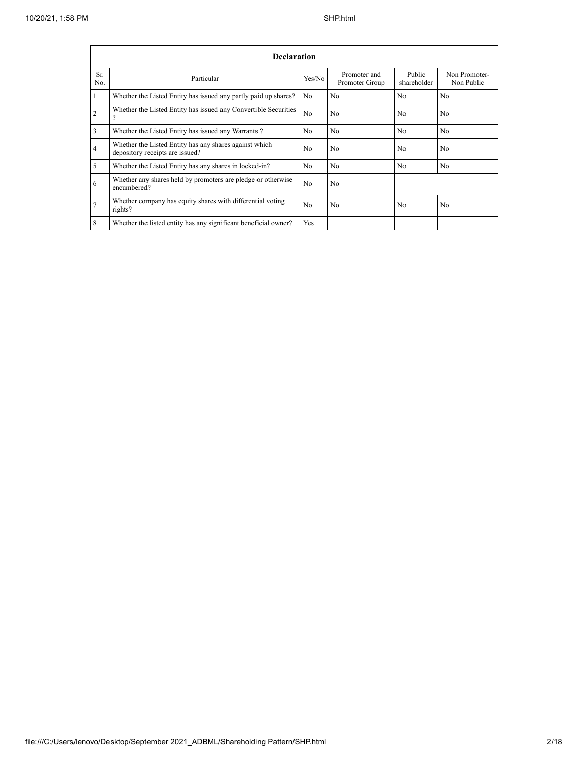| Declaration | | | | | |
|---|---|---|---|---|---|
| Sr. No. | Particular | Yes/No | Promoter and Promoter Group | Public shareholder | Non Promoter- Non Public |
| 1 | Whether the Listed Entity has issued any partly paid up shares? | No | No | No | No |
| 2 | Whether the Listed Entity has issued any Convertible Securities ? | No | No | No | No |
| 3 | Whether the Listed Entity has issued any Warrants ? | No | No | No | No |
| 4 | Whether the Listed Entity has any shares against which depository receipts are issued? | No | No | No | No |
| 5 | Whether the Listed Entity has any shares in locked-in? | No | No | No | No |
| 6 | Whether any shares held by promoters are pledge or otherwise encumbered? | No | No | | |
| 7 | Whether company has equity shares with differential voting rights? | No | No | No | No |
| 8 | Whether the listed entity has any significant beneficial owner? | Yes | | | |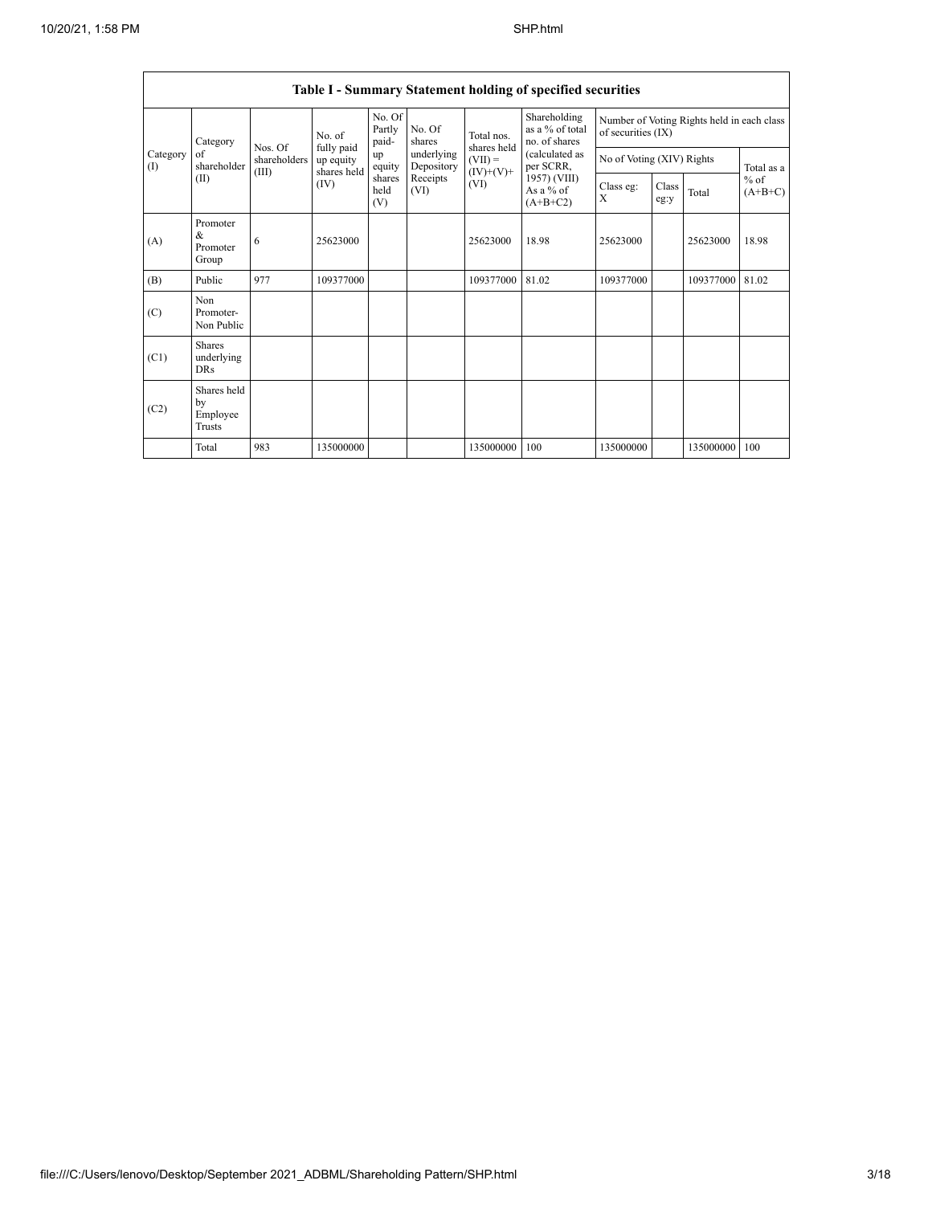| Table I - Summary Statement holding of specified securities | | | | | | | | | | | |
|---|---|---|---|---|---|---|---|---|---|---|---|
| Category (I) | Category of shareholder (II) | Nos. Of shareholders (III) | No. of fully paid up equity shares held (IV) | No. Of Partly paid-up equity shares held (V) | No. Of shares underlying Depository Receipts (VI) | Total nos. shares held (VII) = (IV)+(V)+ (VI) | Shareholding as a % of total no. of shares (calculated as per SCRR, 1957) (VIII) As a % of (A+B+C2) | Number of Voting Rights held in each class of securities (IX) | | | |
| | | | | | | | | No of Voting (XIV) Rights | | | Total as a % of (A+B+C) |
| | | | | | | | | Class eg: X | Class eg:y | Total | |
| (A) | Promoter & Promoter Group | 6 | 25623000 | | | 25623000 | 18.98 | 25623000 | | 25623000 | 18.98 |
| (B) | Public | 977 | 109377000 | | | 109377000 | 81.02 | 109377000 | | 109377000 | 81.02 |
| (C) | Non Promoter- Non Public | | | | | | | | | | |
| (C1) | Shares underlying DRs | | | | | | | | | | |
| (C2) | Shares held by Employee Trusts | | | | | | | | | | |
| | Total | 983 | 135000000 | | | 135000000 | 100 | 135000000 | | 135000000 | 100 |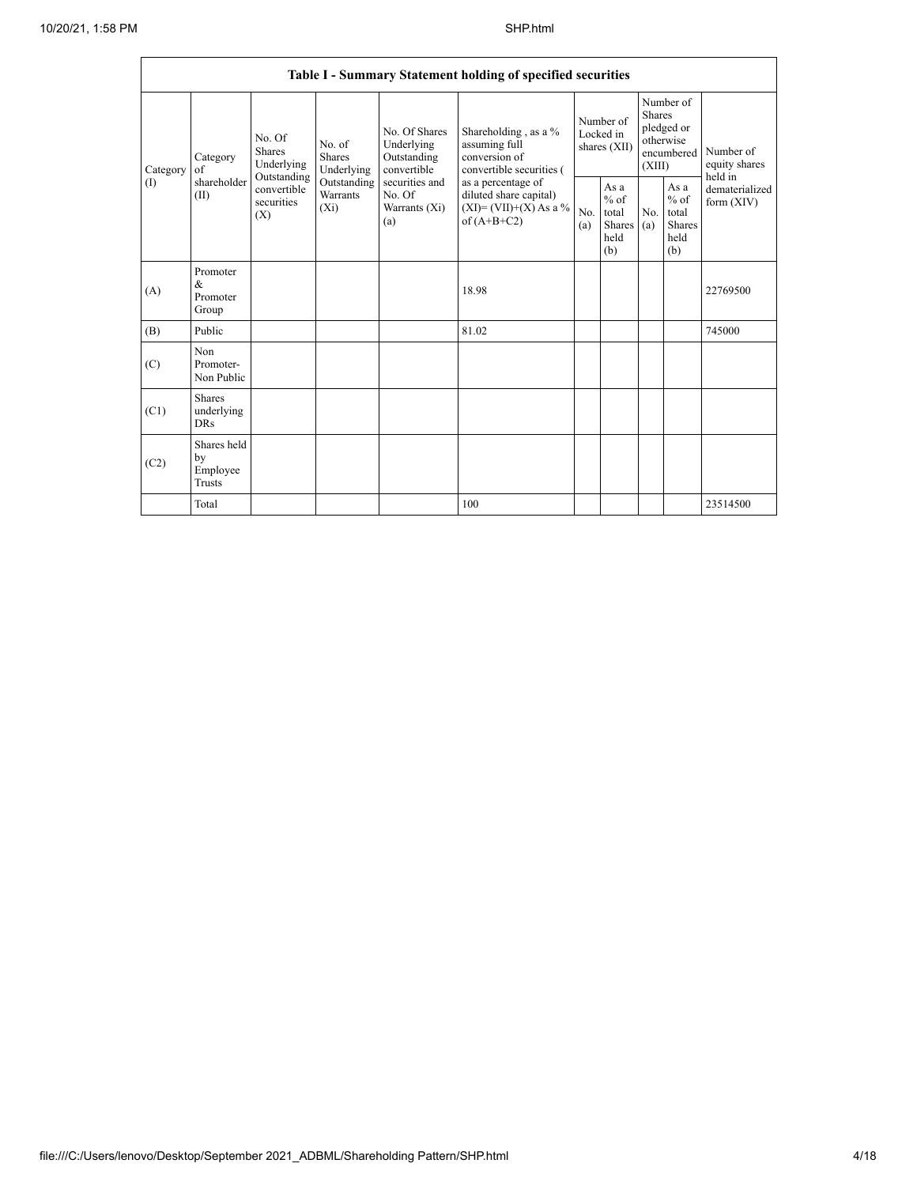| Table I - Summary Statement holding of specified securities | | | | | | | | | | | |
|---|---|---|---|---|---|---|---|---|---|---|---|
| Category (I) | Category of shareholder (II) | No. Of Shares Underlying Outstanding convertible securities (X) | No. of Shares Underlying Outstanding Warrants (Xi) | No. Of Shares Underlying Outstanding convertible securities and No. Of Warrants (Xi) (a) | Shareholding , as a % assuming full conversion of convertible securities ( as a percentage of diluted share capital) (XI)= (VII)+(X) As a % of (A+B+C2) | Number of Locked in shares (XII) | | Number of Shares pledged or otherwise encumbered (XIII) | | Number of equity shares held in dematerialized form (XIV) |
| | | | | | | No. (a) | As a % of total Shares held (b) | No. (a) | As a % of total Shares held (b) | |
| (A) | Promoter & Promoter Group | | | | 18.98 | | | | | 22769500 |
| (B) | Public | | | | 81.02 | | | | | 745000 |
| (C) | Non Promoter- Non Public | | | | | | | | | |
| (C1) | Shares underlying DRs | | | | | | | | | |
| (C2) | Shares held by Employee Trusts | | | | | | | | | |
| | Total | | | | 100 | | | | | 23514500 |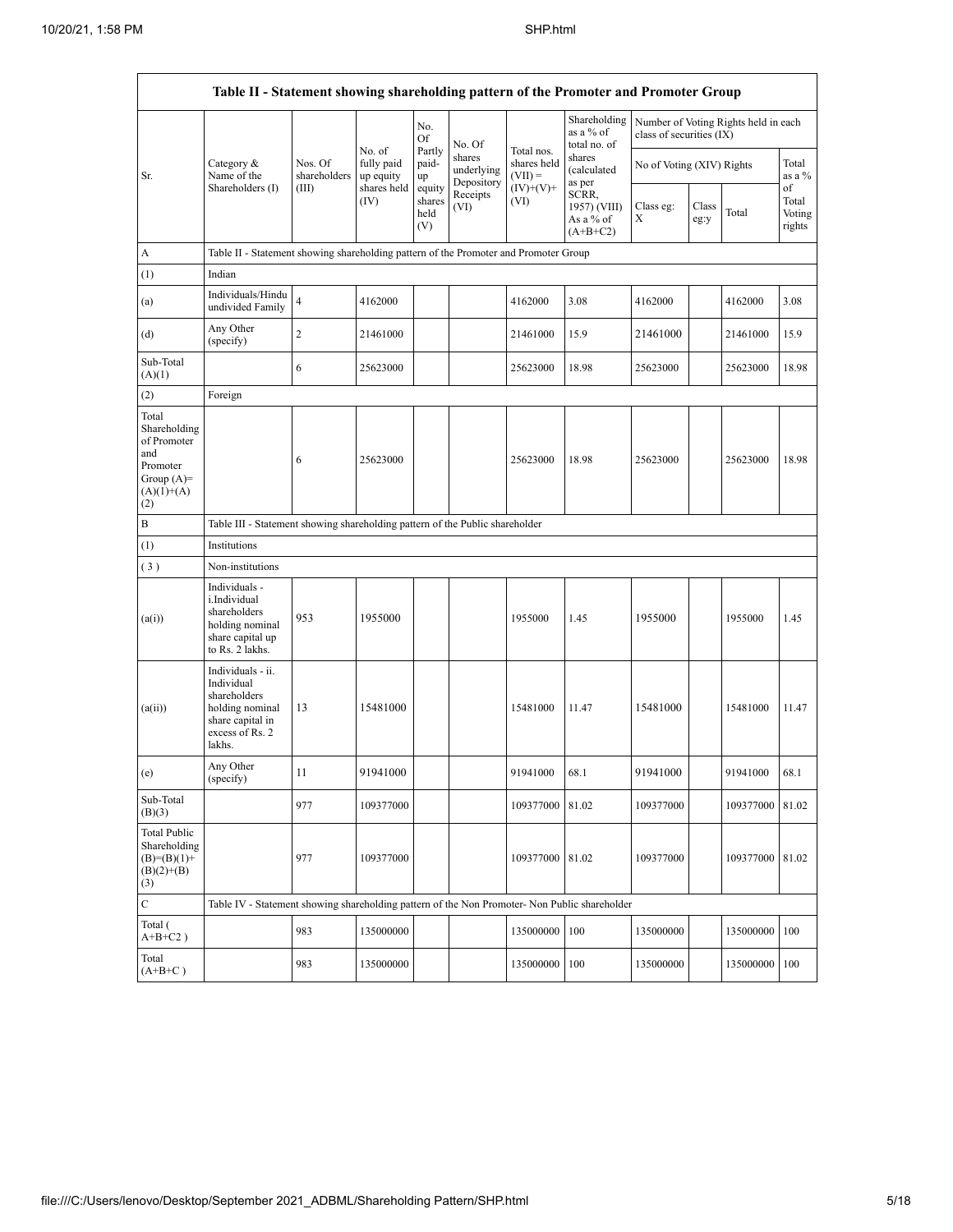| Table II - Statement showing shareholding pattern of the Promoter and Promoter Group | | | | | | | | | | | |
|---|---|---|---|---|---|---|---|---|---|---|---|
| Sr. | Category & Name of the Shareholders (I) | Nos. Of shareholders (III) | No. of fully paid up equity shares held (IV) | No. Of Partly paid-up equity shares held (V) | No. Of shares underlying Depository Receipts (VI) | Total nos. shares held (VII) = (IV)+(V)+ (VI) | Shareholding as a % of total no. of shares (calculated as per SCRR, 1957) (VIII) As a % of (A+B+C2) | Number of Voting Rights held in each class of securities (IX) | | | |
| | | | | | | | | No of Voting (XIV) Rights | | | Total as a % of Total Voting rights |
| | | | | | | | | Class eg: X | Class eg:y | Total | |
| A | Table II - Statement showing shareholding pattern of the Promoter and Promoter Group | | | | | | | | | | |
| (1) | Indian | | | | | | | | | | |
| (a) | Individuals/Hindu undivided Family | 4 | 4162000 | | | 4162000 | 3.08 | 4162000 | | 4162000 | 3.08 |
| (d) | Any Other (specify) | 2 | 21461000 | | | 21461000 | 15.9 | 21461000 | | 21461000 | 15.9 |
| Sub-Total (A)(1) | | 6 | 25623000 | | | 25623000 | 18.98 | 25623000 | | 25623000 | 18.98 |
| (2) | Foreign | | | | | | | | | | |
| Total Shareholding of Promoter and Promoter Group (A)=(A)(1)+(A)(2) | | 6 | 25623000 | | | 25623000 | 18.98 | 25623000 | | 25623000 | 18.98 |
| B | Table III - Statement showing shareholding pattern of the Public shareholder | | | | | | | | | | |
| (1) | Institutions | | | | | | | | | | |
| (3) | Non-institutions | | | | | | | | | | |
| (a(i)) | Individuals - i.Individual shareholders holding nominal share capital up to Rs. 2 lakhs. | 953 | 1955000 | | | 1955000 | 1.45 | 1955000 | | 1955000 | 1.45 |
| (a(ii)) | Individuals - ii. Individual shareholders holding nominal share capital in excess of Rs. 2 lakhs. | 13 | 15481000 | | | 15481000 | 11.47 | 15481000 | | 15481000 | 11.47 |
| (e) | Any Other (specify) | 11 | 91941000 | | | 91941000 | 68.1 | 91941000 | | 91941000 | 68.1 |
| Sub-Total (B)(3) | | 977 | 109377000 | | | 109377000 | 81.02 | 109377000 | | 109377000 | 81.02 |
| Total Public Shareholding (B)=(B)(1)+(B)(2)+(B)(3) | | 977 | 109377000 | | | 109377000 | 81.02 | 109377000 | | 109377000 | 81.02 |
| C | Table IV - Statement showing shareholding pattern of the Non Promoter- Non Public shareholder | | | | | | | | | | |
| Total ( A+B+C2 ) | | 983 | 135000000 | | | 135000000 | 100 | 135000000 | | 135000000 | 100 |
| Total (A+B+C ) | | 983 | 135000000 | | | 135000000 | 100 | 135000000 | | 135000000 | 100 |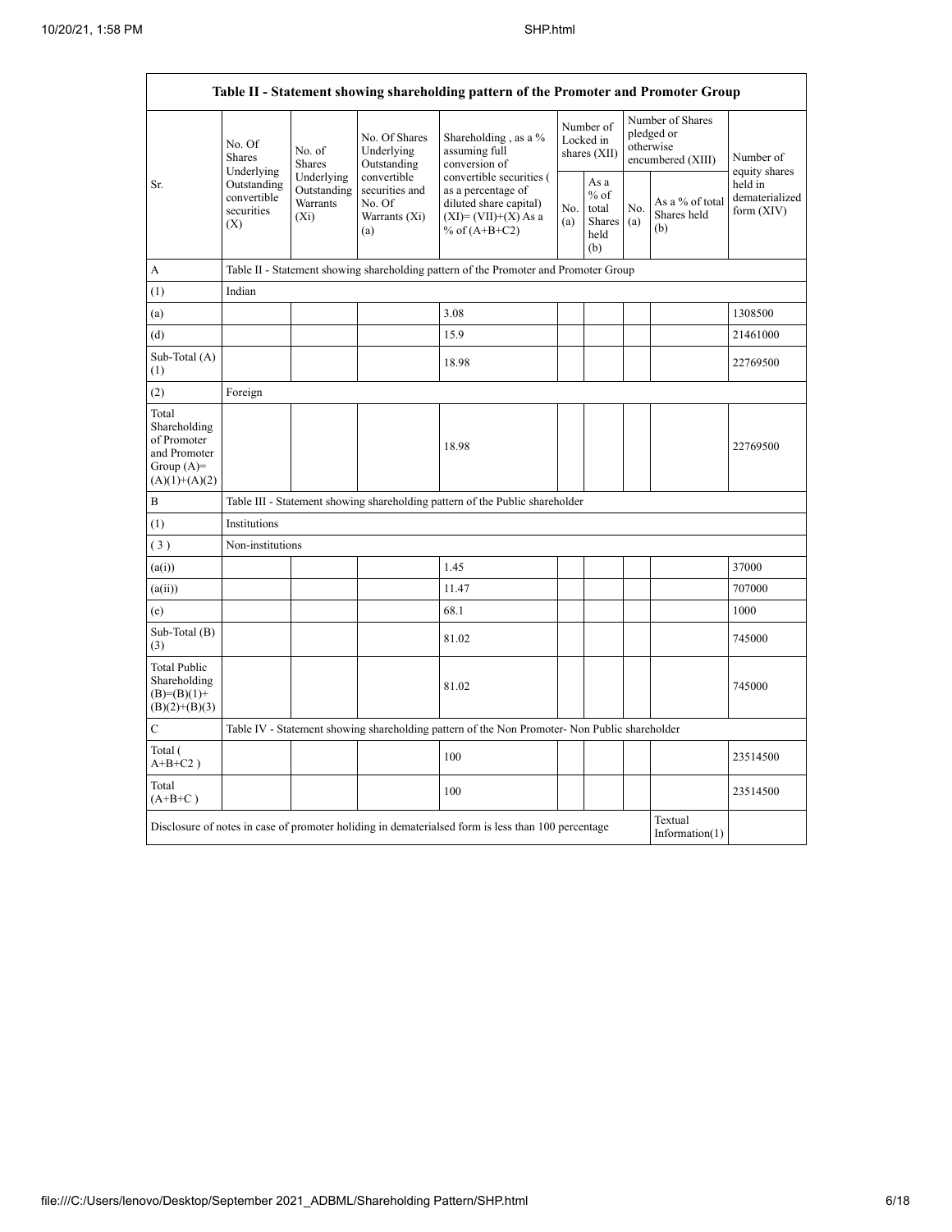| Table II - Statement showing shareholding pattern of the Promoter and Promoter Group | | | | | | | | | |
|---|---|---|---|---|---|---|---|---|---|
| Sr. | No. Of Shares Underlying Outstanding convertible securities (X) | No. of Shares Underlying Outstanding Warrants (Xi) | No. Of Shares Underlying Outstanding convertible securities and No. Of Warrants (Xi) (a) | Shareholding , as a % assuming full conversion of convertible securities ( as a percentage of diluted share capital) (XI)= (VII)+(X) As a % of (A+B+C2) | Number of Locked in shares (XII) | | Number of Shares pledged or otherwise encumbered (XIII) | | Number of equity shares held in dematerialized form (XIV) |
| | | | | | No. (a) | As a % of total Shares held (b) | No. (a) | As a % of total Shares held (b) | |
| A | Table II - Statement showing shareholding pattern of the Promoter and Promoter Group | | | | | | | | |
| (1) | Indian | | | | | | | | |
| (a) | | | | 3.08 | | | | | 1308500 |
| (d) | | | | 15.9 | | | | | 21461000 |
| Sub-Total (A)(1) | | | | 18.98 | | | | | 22769500 |
| (2) | Foreign | | | | | | | | |
| Total Shareholding of Promoter and Promoter Group (A)=(A)(1)+(A)(2) | | | | 18.98 | | | | | 22769500 |
| B | Table III - Statement showing shareholding pattern of the Public shareholder | | | | | | | | |
| (1) | Institutions | | | | | | | | |
| (3) | Non-institutions | | | | | | | | |
| (a(i)) | | | | 1.45 | | | | | 37000 |
| (a(ii)) | | | | 11.47 | | | | | 707000 |
| (e) | | | | 68.1 | | | | | 1000 |
| Sub-Total (B)(3) | | | | 81.02 | | | | | 745000 |
| Total Public Shareholding (B)=(B)(1)+(B)(2)+(B)(3) | | | | 81.02 | | | | | 745000 |
| C | Table IV - Statement showing shareholding pattern of the Non Promoter- Non Public shareholder | | | | | | | | |
| Total ( A+B+C2 ) | | | | 100 | | | | | 23514500 |
| Total (A+B+C ) | | | | 100 | | | | | 23514500 |
| Disclosure of notes in case of promoter holiding in dematerialsed form is less than 100 percentage | | | | | | | | Textual Information(1) | |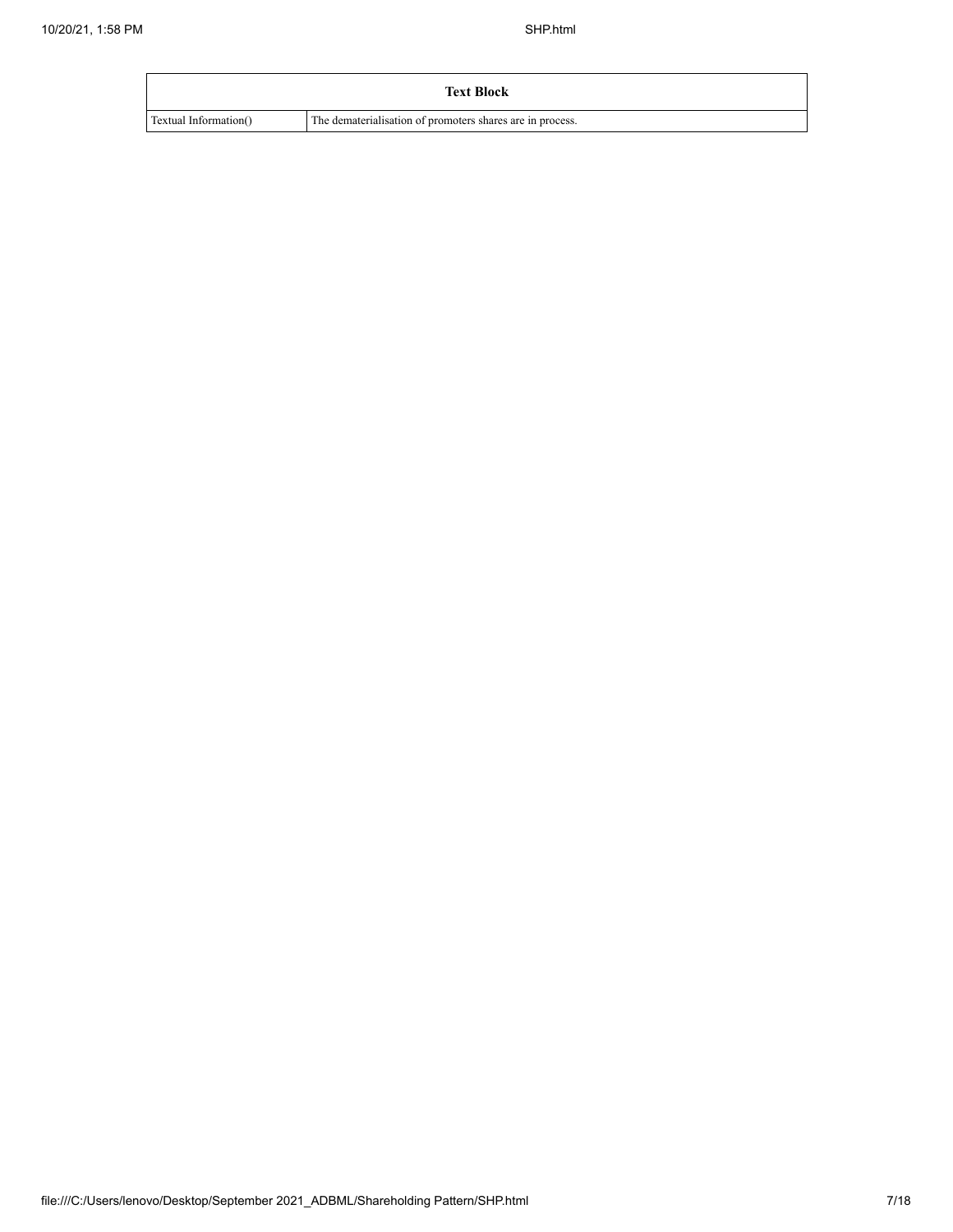| Text Block | |
| --- | --- |
| Textual Information() | The dematerialisation of promoters shares are in process. |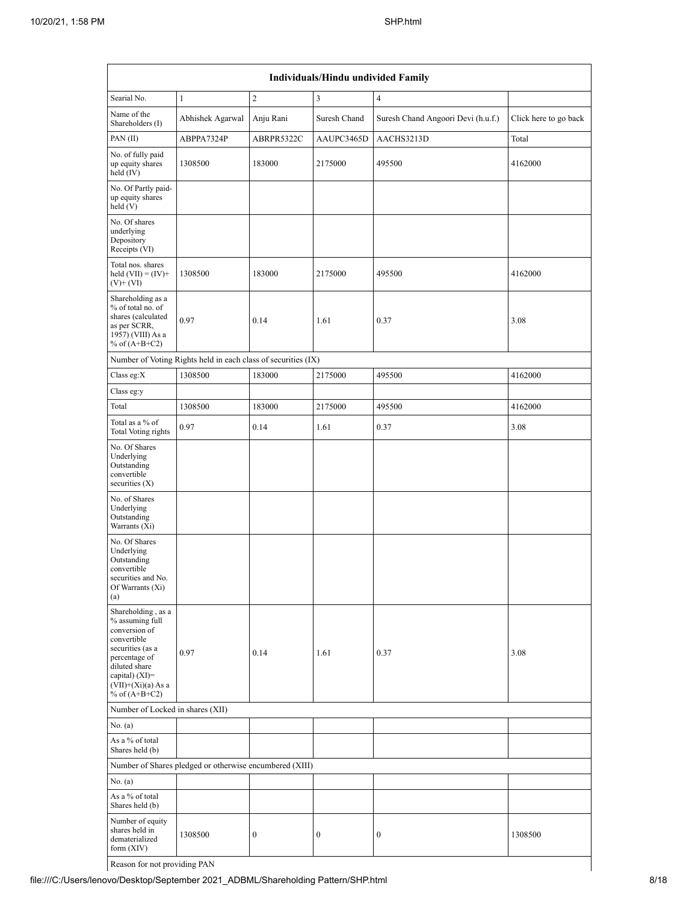| Individuals/Hindu undivided Family | | | | | |
|---|---|---|---|---|---|
| Searial No. | 1 | 2 | 3 | 4 | |
| Name of the Shareholders (I) | Abhishek Agarwal | Anju Rani | Suresh Chand | Suresh Chand Angoori Devi (h.u.f.) | Click here to go back |
| PAN (II) | ABPPA7324P | ABRPR5322C | AAUPC3465D | AACHS3213D | Total |
| No. of fully paid up equity shares held (IV) | 1308500 | 183000 | 2175000 | 495500 | 4162000 |
| No. Of Partly paid-up equity shares held (V) | | | | | |
| No. Of shares underlying Depository Receipts (VI) | | | | | |
| Total nos. shares held (VII) = (IV)+(V)+ (VI) | 1308500 | 183000 | 2175000 | 495500 | 4162000 |
| Shareholding as a % of total no. of shares (calculated as per SCRR, 1957) (VIII) As a % of (A+B+C2) | 0.97 | 0.14 | 1.61 | 0.37 | 3.08 |
| Number of Voting Rights held in each class of securities (IX) | | | | | |
| Class eg:X | 1308500 | 183000 | 2175000 | 495500 | 4162000 |
| Class eg:y | | | | | |
| Total | 1308500 | 183000 | 2175000 | 495500 | 4162000 |
| Total as a % of Total Voting rights | 0.97 | 0.14 | 1.61 | 0.37 | 3.08 |
| No. Of Shares Underlying Outstanding convertible securities (X) | | | | | |
| No. of Shares Underlying Outstanding Warrants (Xi) | | | | | |
| No. Of Shares Underlying Outstanding convertible securities and No. Of Warrants (Xi) (a) | | | | | |
| Shareholding , as a % assuming full conversion of convertible securities (as a percentage of diluted share capital) (XI)= (VII)+(Xi)(a) As a % of (A+B+C2) | 0.97 | 0.14 | 1.61 | 0.37 | 3.08 |
| Number of Locked in shares (XII) | | | | | |
| No. (a) | | | | | |
| As a % of total Shares held (b) | | | | | |
| Number of Shares pledged or otherwise encumbered (XIII) | | | | | |
| No. (a) | | | | | |
| As a % of total Shares held (b) | | | | | |
| Number of equity shares held in dematerialized form (XIV) | 1308500 | 0 | 0 | 0 | 1308500 |
| Reason for not providing PAN | | | | | |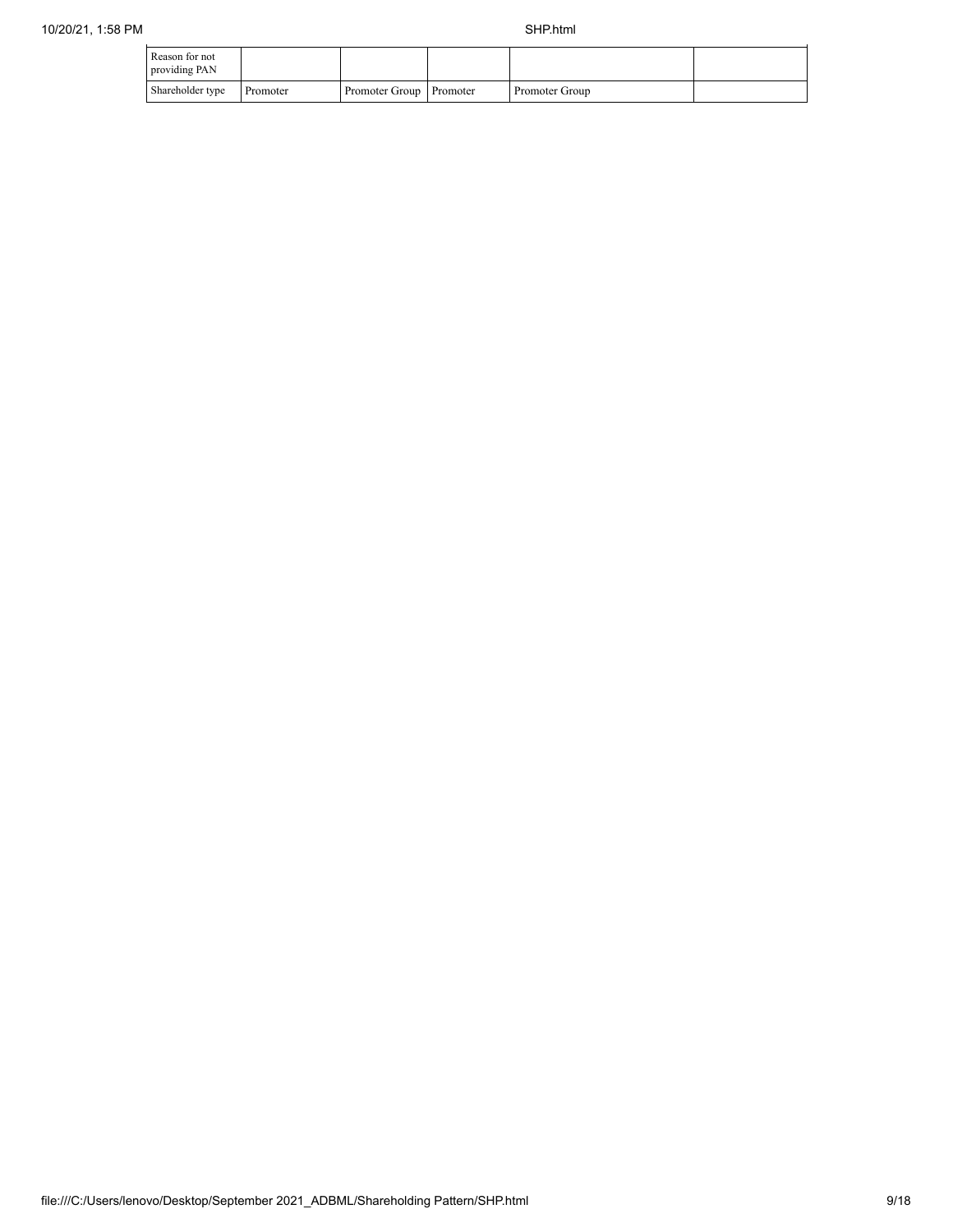| Reason for not providing PAN | | | | | |
| --- | --- | --- | --- | --- | --- |
| Shareholder type | Promoter | Promoter Group | Promoter | Promoter Group | |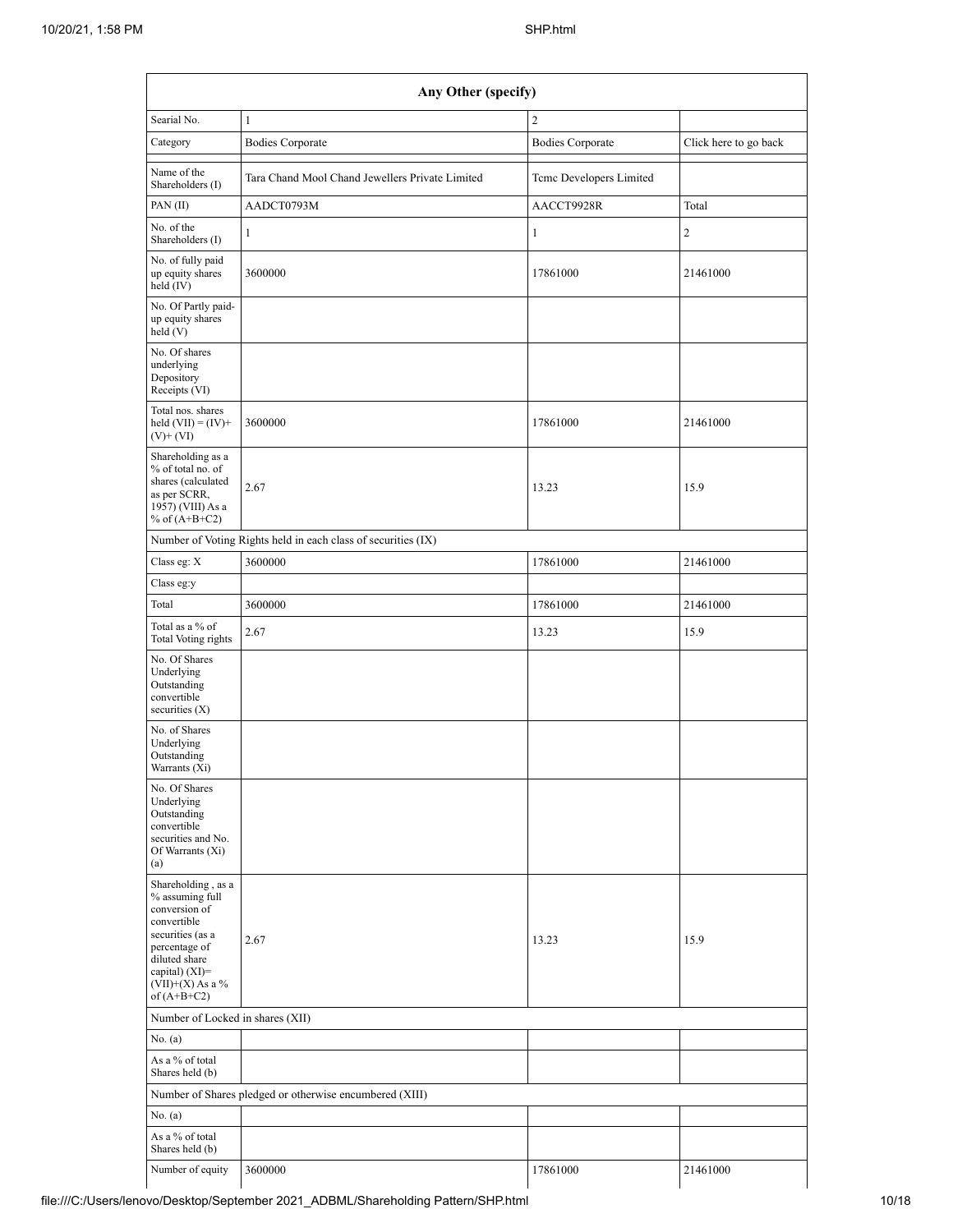| Any Other (specify) | | | |
|---|---|---|---|
| Searial No. | 1 | 2 | |
| Category | Bodies Corporate | Bodies Corporate | Click here to go back |
| Name of the Shareholders (I) | Tara Chand Mool Chand Jewellers Private Limited | Tcmc Developers Limited | |
| PAN (II) | AADCT0793M | AACCT9928R | Total |
| No. of the Shareholders (I) | 1 | 1 | 2 |
| No. of fully paid up equity shares held (IV) | 3600000 | 17861000 | 21461000 |
| No. Of Partly paid-up equity shares held (V) | | | |
| No. Of shares underlying Depository Receipts (VI) | | | |
| Total nos. shares held (VII) = (IV)+(V)+ (VI) | 3600000 | 17861000 | 21461000 |
| Shareholding as a % of total no. of shares (calculated as per SCRR, 1957) (VIII) As a % of (A+B+C2) | 2.67 | 13.23 | 15.9 |
| Number of Voting Rights held in each class of securities (IX) | | | |
| Class eg: X | 3600000 | 17861000 | 21461000 |
| Class eg:y | | | |
| Total | 3600000 | 17861000 | 21461000 |
| Total as a % of Total Voting rights | 2.67 | 13.23 | 15.9 |
| No. Of Shares Underlying Outstanding convertible securities (X) | | | |
| No. of Shares Underlying Outstanding Warrants (Xi) | | | |
| No. Of Shares Underlying Outstanding convertible securities and No. Of Warrants (Xi) (a) | | | |
| Shareholding , as a % assuming full conversion of convertible securities (as a percentage of diluted share capital) (XI)= (VII)+(X) As a % of (A+B+C2) | 2.67 | 13.23 | 15.9 |
| Number of Locked in shares (XII) | | | |
| No. (a) | | | |
| As a % of total Shares held (b) | | | |
| Number of Shares pledged or otherwise encumbered (XIII) | | | |
| No. (a) | | | |
| As a % of total Shares held (b) | | | |
| Number of equity | 3600000 | 17861000 | 21461000 |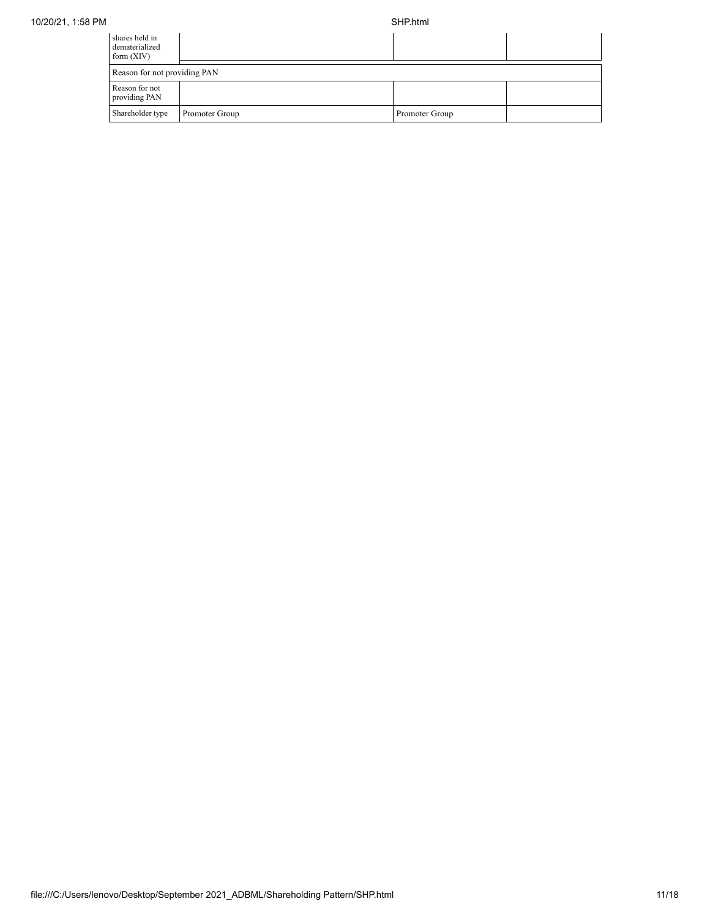| shares held in dematerialized form (XIV) | | | |
|---|---|---|---|
| Reason for not providing PAN | | | |
| Reason for not providing PAN | | | |
| Shareholder type | Promoter Group | Promoter Group | |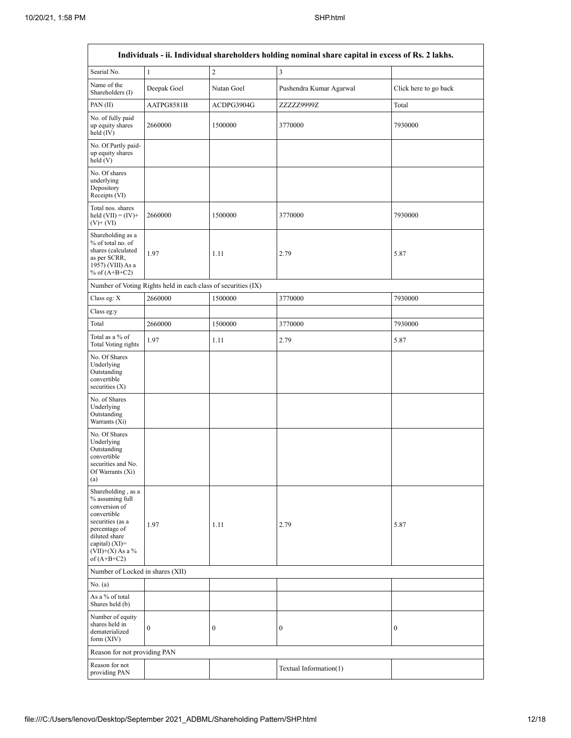| Individuals - ii. Individual shareholders holding nominal share capital in excess of Rs. 2 lakhs. | | | | |
|---|---|---|---|---|
| Searial No. | 1 | 2 | 3 | |
| Name of the Shareholders (I) | Deepak Goel | Nutan Goel | Pushendra Kumar Agarwal | Click here to go back |
| PAN (II) | AATPG8581B | ACDPG3904G | ZZZZZ9999Z | Total |
| No. of fully paid up equity shares held (IV) | 2660000 | 1500000 | 3770000 | 7930000 |
| No. Of Partly paid-up equity shares held (V) | | | | |
| No. Of shares underlying Depository Receipts (VI) | | | | |
| Total nos. shares held (VII) = (IV)+ (V)+ (VI) | 2660000 | 1500000 | 3770000 | 7930000 |
| Shareholding as a % of total no. of shares (calculated as per SCRR, 1957) (VIII) As a % of (A+B+C2) | 1.97 | 1.11 | 2.79 | 5.87 |
| Number of Voting Rights held in each class of securities (IX) | | | | |
| Class eg: X | 2660000 | 1500000 | 3770000 | 7930000 |
| Class eg:y | | | | |
| Total | 2660000 | 1500000 | 3770000 | 7930000 |
| Total as a % of Total Voting rights | 1.97 | 1.11 | 2.79 | 5.87 |
| No. Of Shares Underlying Outstanding convertible securities (X) | | | | |
| No. of Shares Underlying Outstanding Warrants (Xi) | | | | |
| No. Of Shares Underlying Outstanding convertible securities and No. Of Warrants (Xi) (a) | | | | |
| Shareholding , as a % assuming full conversion of convertible securities (as a percentage of diluted share capital) (XI)= (VII)+(X) As a % of (A+B+C2) | 1.97 | 1.11 | 2.79 | 5.87 |
| Number of Locked in shares (XII) | | | | |
| No. (a) | | | | |
| As a % of total Shares held (b) | | | | |
| Number of equity shares held in dematerialized form (XIV) | 0 | 0 | 0 | 0 |
| Reason for not providing PAN | | | | |
| Reason for not providing PAN | | | Textual Information(1) | |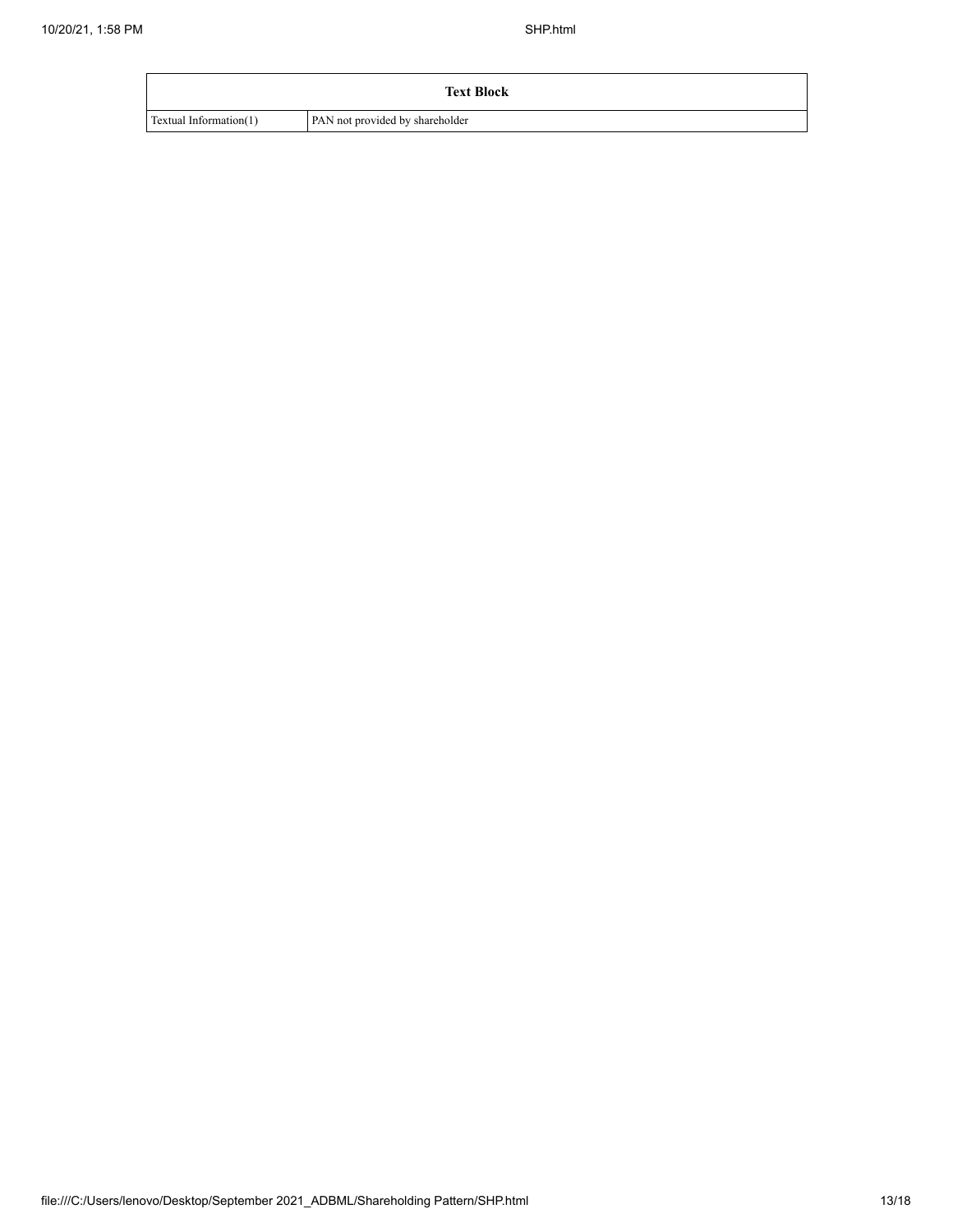| Text Block | |
| --- | --- |
| Textual Information(1) | PAN not provided by shareholder |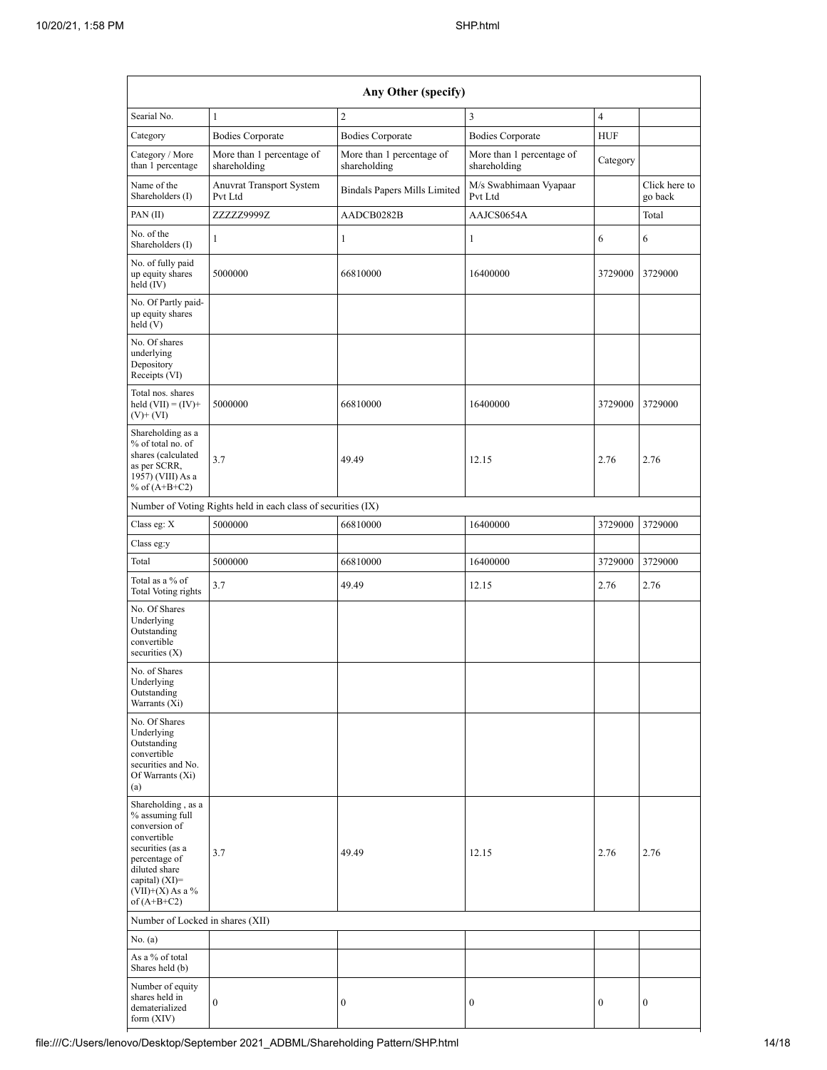| Any Other (specify) | | | | | |
|---|---|---|---|---|---|
| Searial No. | 1 | 2 | 3 | 4 | |
| Category | Bodies Corporate | Bodies Corporate | Bodies Corporate | HUF | |
| Category / More than 1 percentage | More than 1 percentage of shareholding | More than 1 percentage of shareholding | More than 1 percentage of shareholding | Category | |
| Name of the Shareholders (I) | Anuvrat Transport System Pvt Ltd | Bindals Papers Mills Limited | M/s Swabhimaan Vyapaar Pvt Ltd | | Click here to go back |
| PAN (II) | ZZZZZ9999Z | AADCB0282B | AAJCS0654A | | Total |
| No. of the Shareholders (I) | 1 | 1 | 1 | 6 | 6 |
| No. of fully paid up equity shares held (IV) | 5000000 | 66810000 | 16400000 | 3729000 | 3729000 |
| No. Of Partly paid-up equity shares held (V) | | | | | |
| No. Of shares underlying Depository Receipts (VI) | | | | | |
| Total nos. shares held (VII) = (IV)+(V)+ (VI) | 5000000 | 66810000 | 16400000 | 3729000 | 3729000 |
| Shareholding as a % of total no. of shares (calculated as per SCRR, 1957) (VIII) As a % of (A+B+C2) | 3.7 | 49.49 | 12.15 | 2.76 | 2.76 |
| Number of Voting Rights held in each class of securities (IX) | | | | | |
| Class eg: X | 5000000 | 66810000 | 16400000 | 3729000 | 3729000 |
| Class eg:y | | | | | |
| Total | 5000000 | 66810000 | 16400000 | 3729000 | 3729000 |
| Total as a % of Total Voting rights | 3.7 | 49.49 | 12.15 | 2.76 | 2.76 |
| No. Of Shares Underlying Outstanding convertible securities (X) | | | | | |
| No. of Shares Underlying Outstanding Warrants (Xi) | | | | | |
| No. Of Shares Underlying Outstanding convertible securities and No. Of Warrants (Xi) (a) | | | | | |
| Shareholding , as a % assuming full conversion of convertible securities (as a percentage of diluted share capital) (XI)= (VII)+(X) As a % of (A+B+C2) | 3.7 | 49.49 | 12.15 | 2.76 | 2.76 |
| Number of Locked in shares (XII) | | | | | |
| No. (a) | | | | | |
| As a % of total Shares held (b) | | | | | |
| Number of equity shares held in dematerialized form (XIV) | 0 | 0 | 0 | 0 | 0 |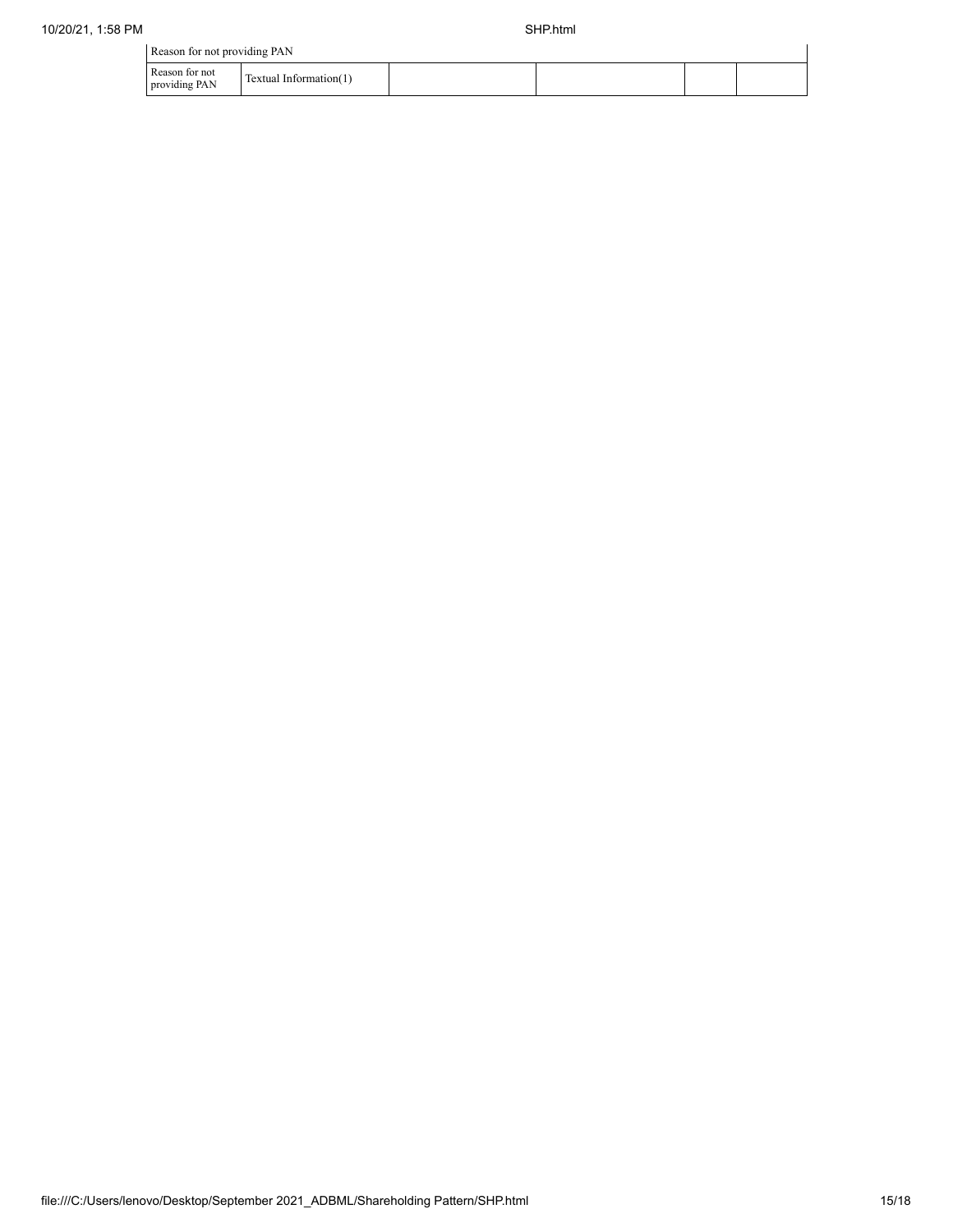| Reason for not providing PAN | | | | | |
|---|---|---|---|---|---|
| Reason for not providing PAN | Textual Information(1) | | | | |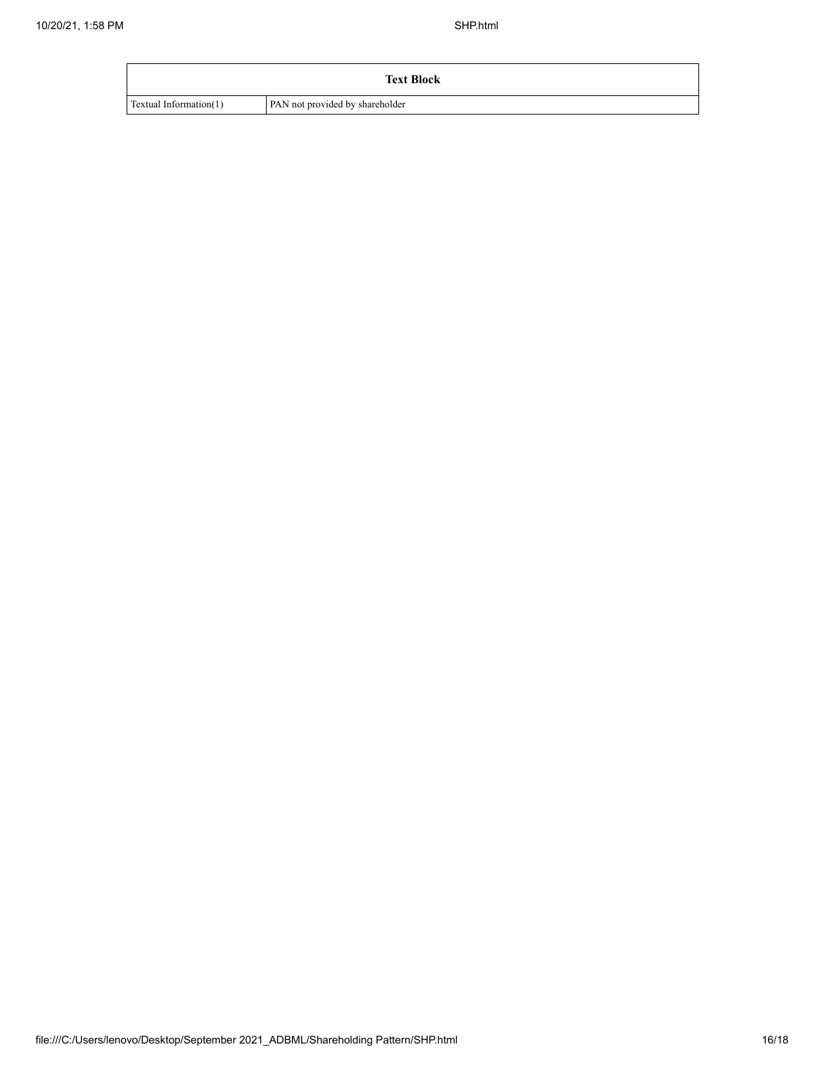| Text Block | |
| --- | --- |
| Textual Information(1) | PAN not provided by shareholder |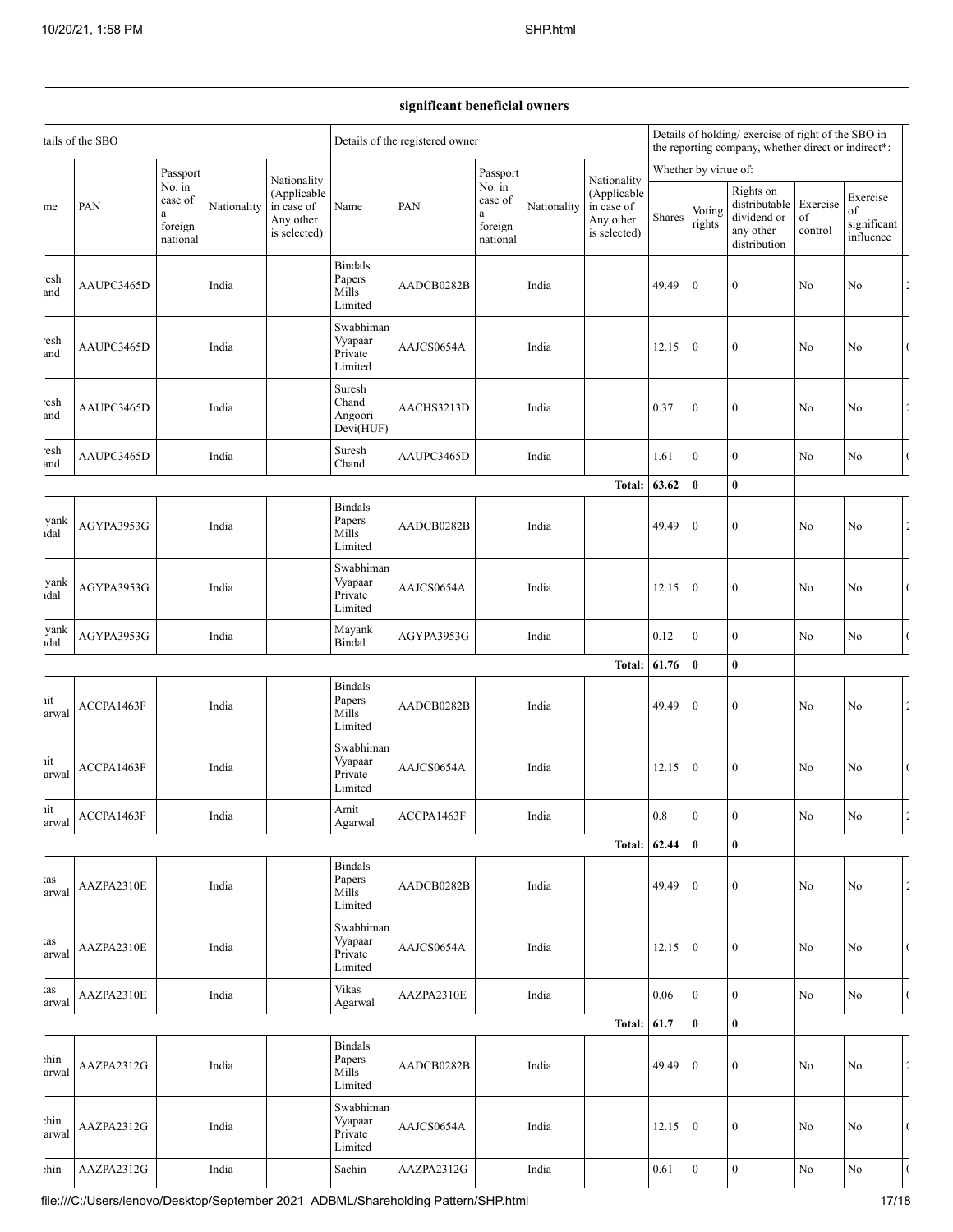## significant beneficial owners

| tails of the SBO | | | | | Details of the registered owner | | | | | Details of holding/ exercise of right of the SBO in the reporting company, whether direct or indirect*: | | | | | |
|---|---|---|---|---|---|---|---|---|---|---|---|---|---|---|---|
| | | | | | | | | | | Whether by virtue of: | | | | | |
| me | PAN | Passport No. in case of a foreign national | Nationality | Nationality (Applicable in case of Any other is selected) | Name | PAN | Passport No. in case of a foreign national | Nationality | Nationality (Applicable in case of Any other is selected) | Shares | Voting rights | Rights on distributable dividend or any other distribution | Exercise of control | Exercise of significant influence | |
| esh and | AAUPC3465D | | India | | Bindals Papers Mills Limited | AADCB0282B | | India | | 49.49 | 0 | 0 | No | No | 2 |
| esh and | AAUPC3465D | | India | | Swabhiman Vyapaar Private Limited | AAJCS0654A | | India | | 12.15 | 0 | 0 | No | No | ( |
| esh and | AAUPC3465D | | India | | Suresh Chand Angoori Devi(HUF) | AACHS3213D | | India | | 0.37 | 0 | 0 | No | No | 2 |
| esh and | AAUPC3465D | | India | | Suresh Chand | AAUPC3465D | | India | | 1.61 | 0 | 0 | No | No | ( |
| | | | | | | | | | **Total:** | **63.62** | **0** | **0** | | | |
| yank ndal | AGYPA3953G | | India | | Bindals Papers Mills Limited | AADCB0282B | | India | | 49.49 | 0 | 0 | No | No | 2 |
| yank ndal | AGYPA3953G | | India | | Swabhiman Vyapaar Private Limited | AAJCS0654A | | India | | 12.15 | 0 | 0 | No | No | ( |
| yank ndal | AGYPA3953G | | India | | Mayank Bindal | AGYPA3953G | | India | | 0.12 | 0 | 0 | No | No | ( |
| | | | | | | | | | **Total:** | **61.76** | **0** | **0** | | | |
| nit arwal | ACCPA1463F | | India | | Bindals Papers Mills Limited | AADCB0282B | | India | | 49.49 | 0 | 0 | No | No | 2 |
| nit arwal | ACCPA1463F | | India | | Swabhiman Vyapaar Private Limited | AAJCS0654A | | India | | 12.15 | 0 | 0 | No | No | ( |
| nit arwal | ACCPA1463F | | India | | Amit Agarwal | ACCPA1463F | | India | | 0.8 | 0 | 0 | No | No | 2 |
| | | | | | | | | | **Total:** | **62.44** | **0** | **0** | | | |
| as arwal | AAZPA2310E | | India | | Bindals Papers Mills Limited | AADCB0282B | | India | | 49.49 | 0 | 0 | No | No | 2 |
| as arwal | AAZPA2310E | | India | | Swabhiman Vyapaar Private Limited | AAJCS0654A | | India | | 12.15 | 0 | 0 | No | No | ( |
| as arwal | AAZPA2310E | | India | | Vikas Agarwal | AAZPA2310E | | India | | 0.06 | 0 | 0 | No | No | ( |
| | | | | | | | | | **Total:** | **61.7** | **0** | **0** | | | |
| hin arwal | AAZPA2312G | | India | | Bindals Papers Mills Limited | AADCB0282B | | India | | 49.49 | 0 | 0 | No | No | 2 |
| hin arwal | AAZPA2312G | | India | | Swabhiman Vyapaar Private Limited | AAJCS0654A | | India | | 12.15 | 0 | 0 | No | No | ( |
| hin | AAZPA2312G | | India | | Sachin | AAZPA2312G | | India | | 0.61 | 0 | 0 | No | No | ( |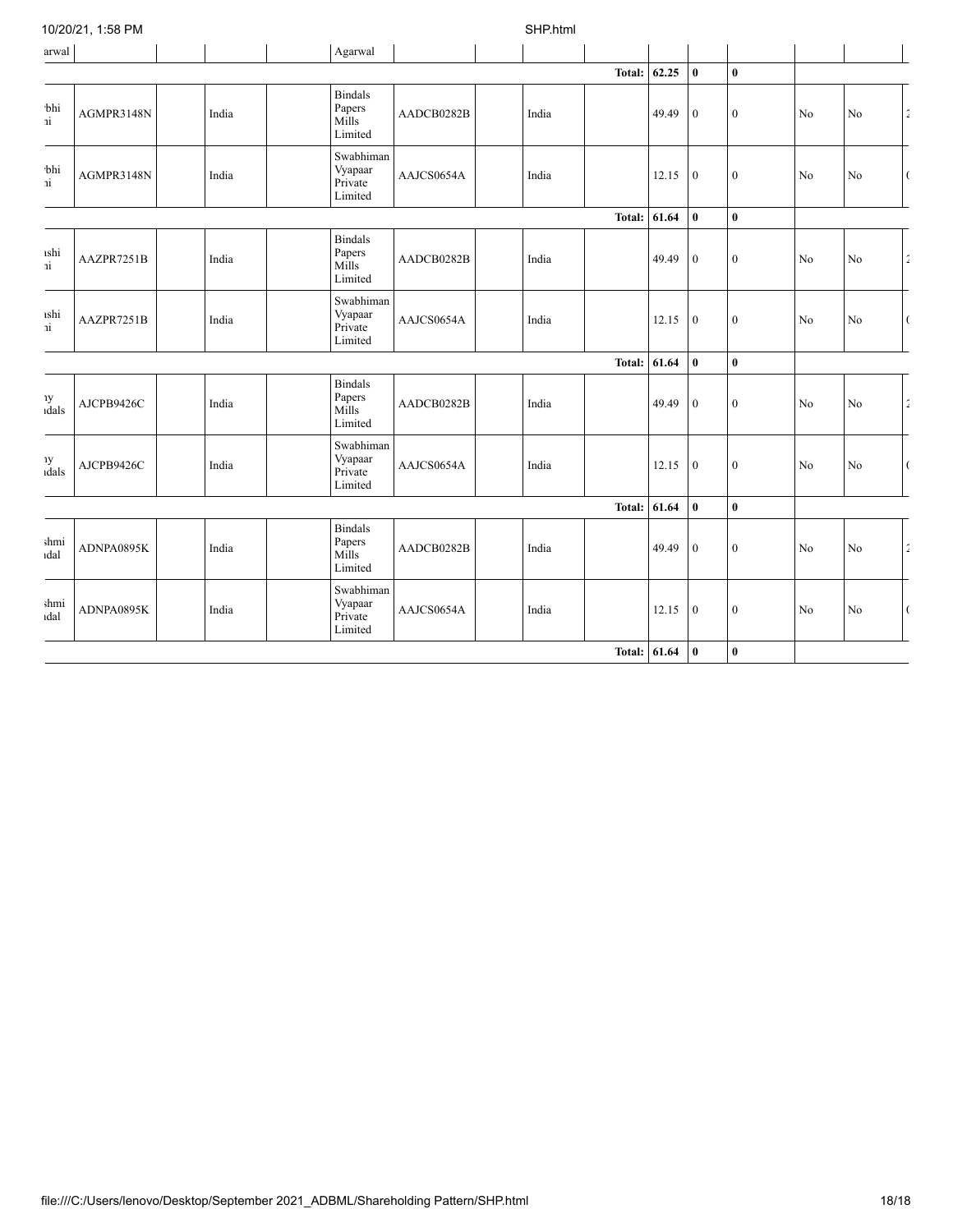| | | | | | | | | | | | | | | | |
|---|---|---|---|---|---|---|---|---|---|---|---|---|---|---|---|
| arwal | | | | | Agarwal | | | | | | | | | | |
| | | | | | | | | | Total: | 62.25 | 0 | 0 | | | |
| bhi<br>ni | AGMPR3148N | | India | | Bindals Papers Mills Limited | AADCB0282B | | India | | 49.49 | 0 | 0 | No | No | |
| bhi<br>ni | AGMPR3148N | | India | | Swabhiman Vyapaar Private Limited | AAJCS0654A | | India | | 12.15 | 0 | 0 | No | No | ( |
| | | | | | | | | | Total: | 61.64 | 0 | 0 | | | |
| ishi<br>ni | AAZPR7251B | | India | | Bindals Papers Mills Limited | AADCB0282B | | India | | 49.49 | 0 | 0 | No | No | |
| ishi<br>ni | AAZPR7251B | | India | | Swabhiman Vyapaar Private Limited | AAJCS0654A | | India | | 12.15 | 0 | 0 | No | No | ( |
| | | | | | | | | | Total: | 61.64 | 0 | 0 | | | |
| ıy<br>ıdals | AJCPB9426C | | India | | Bindals Papers Mills Limited | AADCB0282B | | India | | 49.49 | 0 | 0 | No | No | |
| ıy<br>ıdals | AJCPB9426C | | India | | Swabhiman Vyapaar Private Limited | AAJCS0654A | | India | | 12.15 | 0 | 0 | No | No | ( |
| | | | | | | | | | Total: | 61.64 | 0 | 0 | | | |
| shmi<br>ıdal | ADNPA0895K | | India | | Bindals Papers Mills Limited | AADCB0282B | | India | | 49.49 | 0 | 0 | No | No | |
| shmi<br>ıdal | ADNPA0895K | | India | | Swabhiman Vyapaar Private Limited | AAJCS0654A | | India | | 12.15 | 0 | 0 | No | No | ( |
| | | | | | | | | | Total: | 61.64 | 0 | 0 | | | |